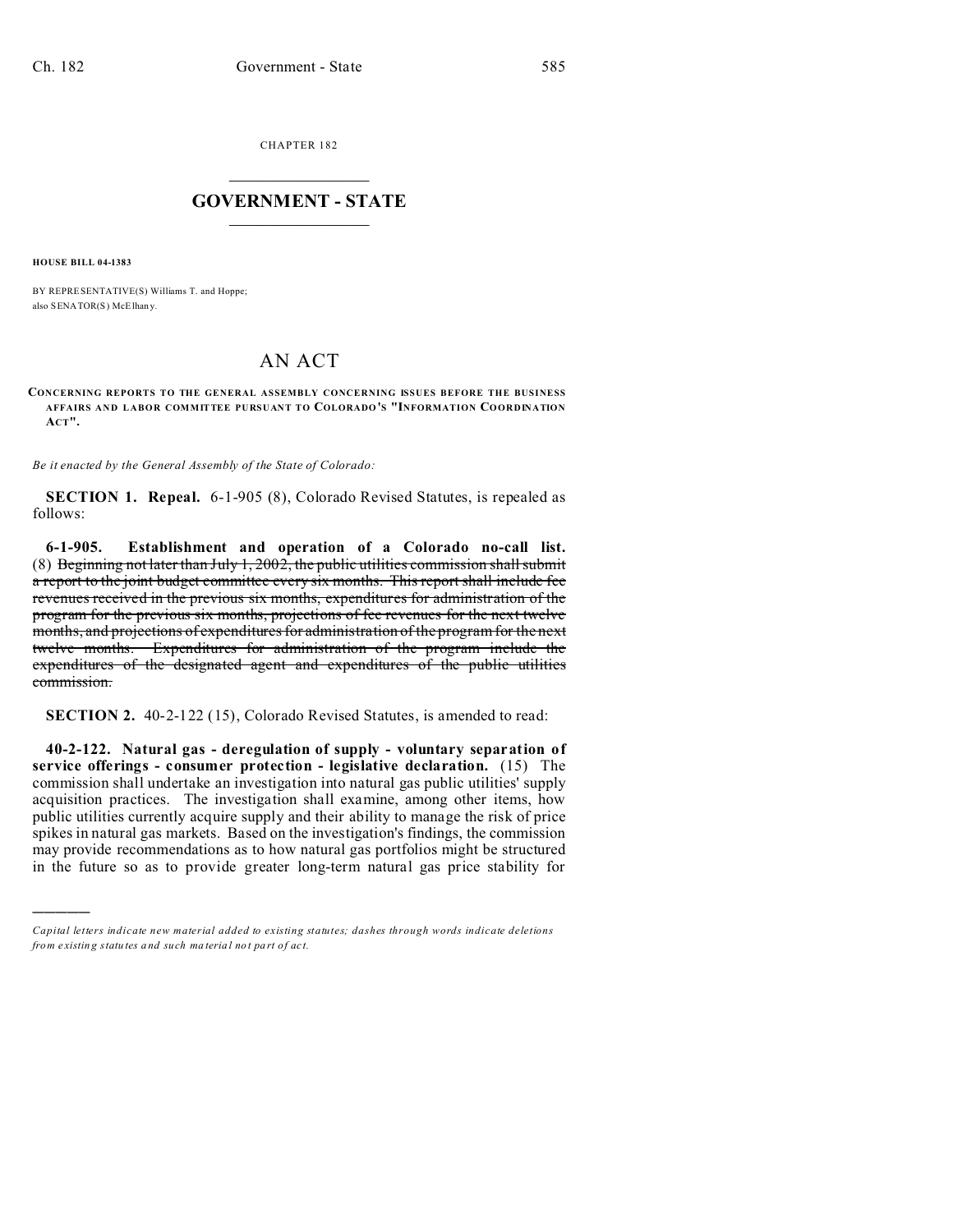CHAPTER 182

# GOVERNMENT - STATE

**HOUSE BILL 04-1383**

BY REPRESENTATIVE(S) Williams T. and Hoppe;
also SENATOR(S) McElhany.

# AN ACT

**CONCERNING REPORTS TO THE GENERAL ASSEMBLY CONCERNING ISSUES BEFORE THE BUSINESS AFFAIRS AND LABOR COMMITTEE PURSUANT TO COLORADO'S "INFORMATION COORDINATION ACT".**

*Be it enacted by the General Assembly of the State of Colorado:*

**SECTION 1. Repeal.** 6-1-905 (8), Colorado Revised Statutes, is repealed as follows:

**6-1-905. Establishment and operation of a Colorado no-call list.** (8) ~~Beginning not later than July 1, 2002, the public utilities commission shall submit a report to the joint budget committee every six months. This report shall include fee revenues received in the previous six months, expenditures for administration of the program for the previous six months, projections of fee revenues for the next twelve months, and projections of expenditures for administration of the program for the next twelve months. Expenditures for administration of the program include the expenditures of the designated agent and expenditures of the public utilities commission.~~

**SECTION 2.** 40-2-122 (15), Colorado Revised Statutes, is amended to read:

**40-2-122. Natural gas - deregulation of supply - voluntary separation of service offerings - consumer protection - legislative declaration.** (15) The commission shall undertake an investigation into natural gas public utilities' supply acquisition practices. The investigation shall examine, among other items, how public utilities currently acquire supply and their ability to manage the risk of price spikes in natural gas markets. Based on the investigation's findings, the commission may provide recommendations as to how natural gas portfolios might be structured in the future so as to provide greater long-term natural gas price stability for

---

*Capital letters indicate new material added to existing statutes; dashes through words indicate deletions from existing statutes and such material not part of act.*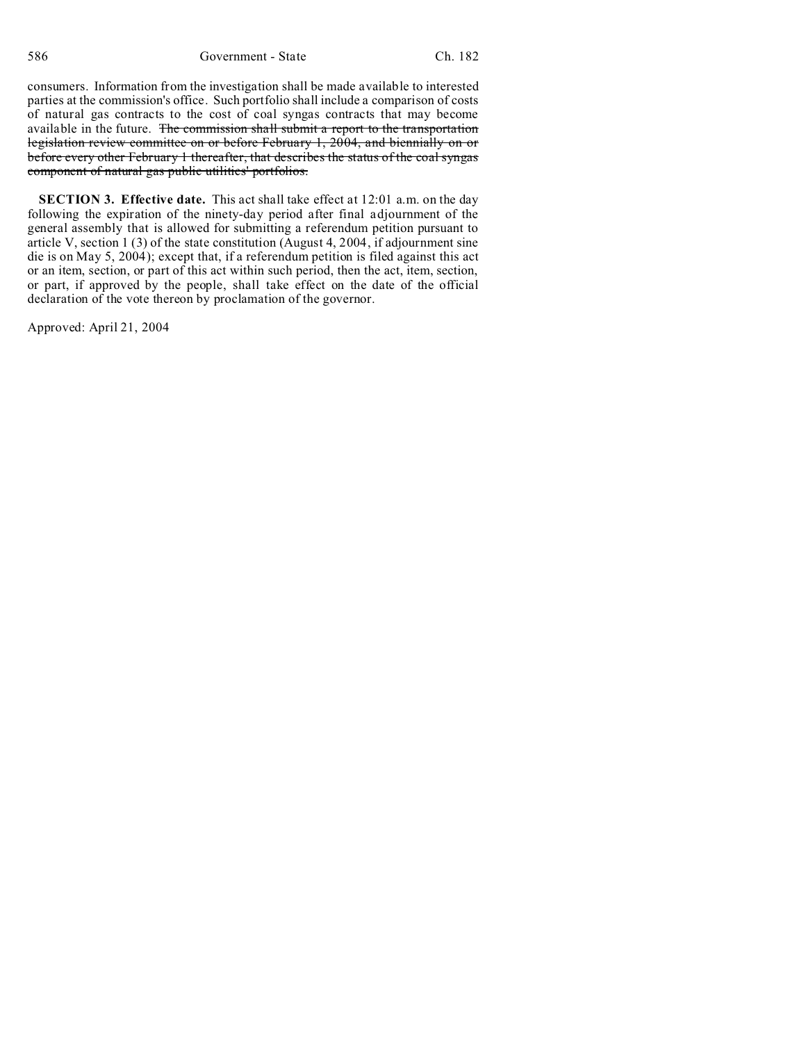consumers. Information from the investigation shall be made available to interested parties at the commission's office. Such portfolio shall include a comparison of costs of natural gas contracts to the cost of coal syngas contracts that may become available in the future. ~~The commission shall submit a report to the transportation legislation review committee on or before February 1, 2004, and biennially on or before every other February 1 thereafter, that describes the status of the coal syngas component of natural gas public utilities' portfolios.~~

**SECTION 3. Effective date.** This act shall take effect at 12:01 a.m. on the day following the expiration of the ninety-day period after final adjournment of the general assembly that is allowed for submitting a referendum petition pursuant to article V, section 1 (3) of the state constitution (August 4, 2004, if adjournment sine die is on May 5, 2004); except that, if a referendum petition is filed against this act or an item, section, or part of this act within such period, then the act, item, section, or part, if approved by the people, shall take effect on the date of the official declaration of the vote thereon by proclamation of the governor.

Approved: April 21, 2004